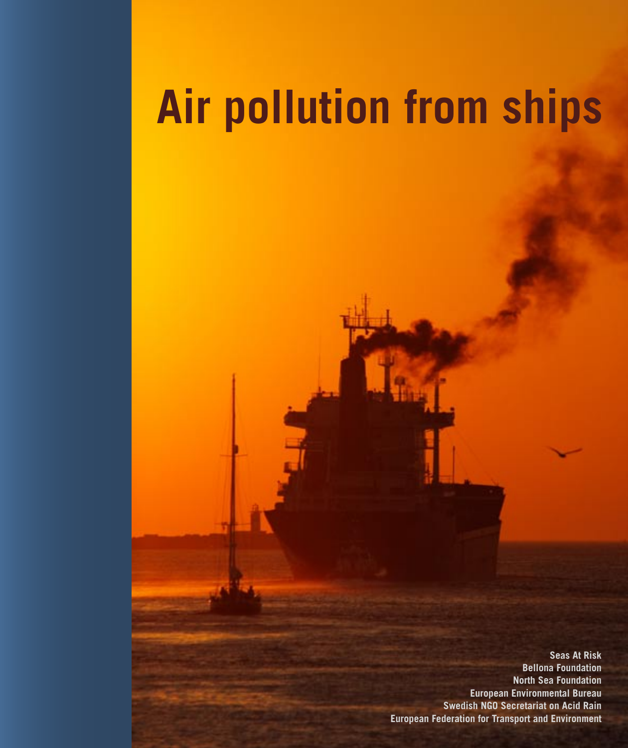# Air pollution from ships

Seas At Risk
Bellona Foundation
North Sea Foundation
European Environmental Bureau
Swedish NGO Secretariat on Acid Rain
European Federation for Transport and Environment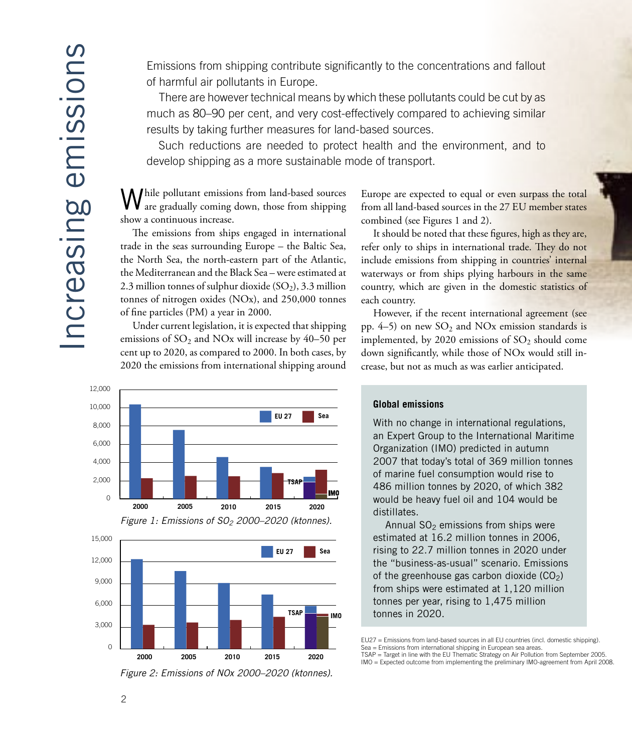# Increasing emissions

Emissions from shipping contribute significantly to the concentrations and fallout of harmful air pollutants in Europe.

There are however technical means by which these pollutants could be cut by as much as 80–90 per cent, and very cost-effectively compared to achieving similar results by taking further measures for land-based sources.

Such reductions are needed to protect health and the environment, and to develop shipping as a more sustainable mode of transport.

While pollutant emissions from land-based sources are gradually coming down, those from shipping show a continuous increase.

The emissions from ships engaged in international trade in the seas surrounding Europe – the Baltic Sea, the North Sea, the north-eastern part of the Atlantic, the Mediterranean and the Black Sea – were estimated at 2.3 million tonnes of sulphur dioxide ($SO_2$), 3.3 million tonnes of nitrogen oxides (NOx), and 250,000 tonnes of fine particles (PM) a year in 2000.

Under current legislation, it is expected that shipping emissions of $SO_2$ and NOx will increase by 40–50 per cent up to 2020, as compared to 2000. In both cases, by 2020 the emissions from international shipping around Europe are expected to equal or even surpass the total from all land-based sources in the 27 EU member states combined (see Figures 1 and 2).

It should be noted that these figures, high as they are, refer only to ships in international trade. They do not include emissions from shipping in countries' internal waterways or from ships plying harbours in the same country, which are given in the domestic statistics of each country.

However, if the recent international agreement (see pp. 4–5) on new $SO_2$ and NOx emission standards is implemented, by 2020 emissions of $SO_2$ should come down significantly, while those of NOx would still increase, but not as much as was earlier anticipated.

*Figure 1: Emissions of $SO_2$ 2000–2020 (ktonnes).*

*Figure 2: Emissions of NOx 2000–2020 (ktonnes).*

### Global emissions

With no change in international regulations, an Expert Group to the International Maritime Organization (IMO) predicted in autumn 2007 that today's total of 369 million tonnes of marine fuel consumption would rise to 486 million tonnes by 2020, of which 382 would be heavy fuel oil and 104 would be distillates.

Annual $SO_2$ emissions from ships were estimated at 16.2 million tonnes in 2006, rising to 22.7 million tonnes in 2020 under the "business-as-usual" scenario. Emissions of the greenhouse gas carbon dioxide ($CO_2$) from ships were estimated at 1,120 million tonnes per year, rising to 1,475 million tonnes in 2020.

EU27 = Emissions from land-based sources in all EU countries (incl. domestic shipping).
Sea = Emissions from international shipping in European sea areas.
TSAP = Target in line with the EU Thematic Strategy on Air Pollution from September 2005.
IMO = Expected outcome from implementing the preliminary IMO-agreement from April 2008.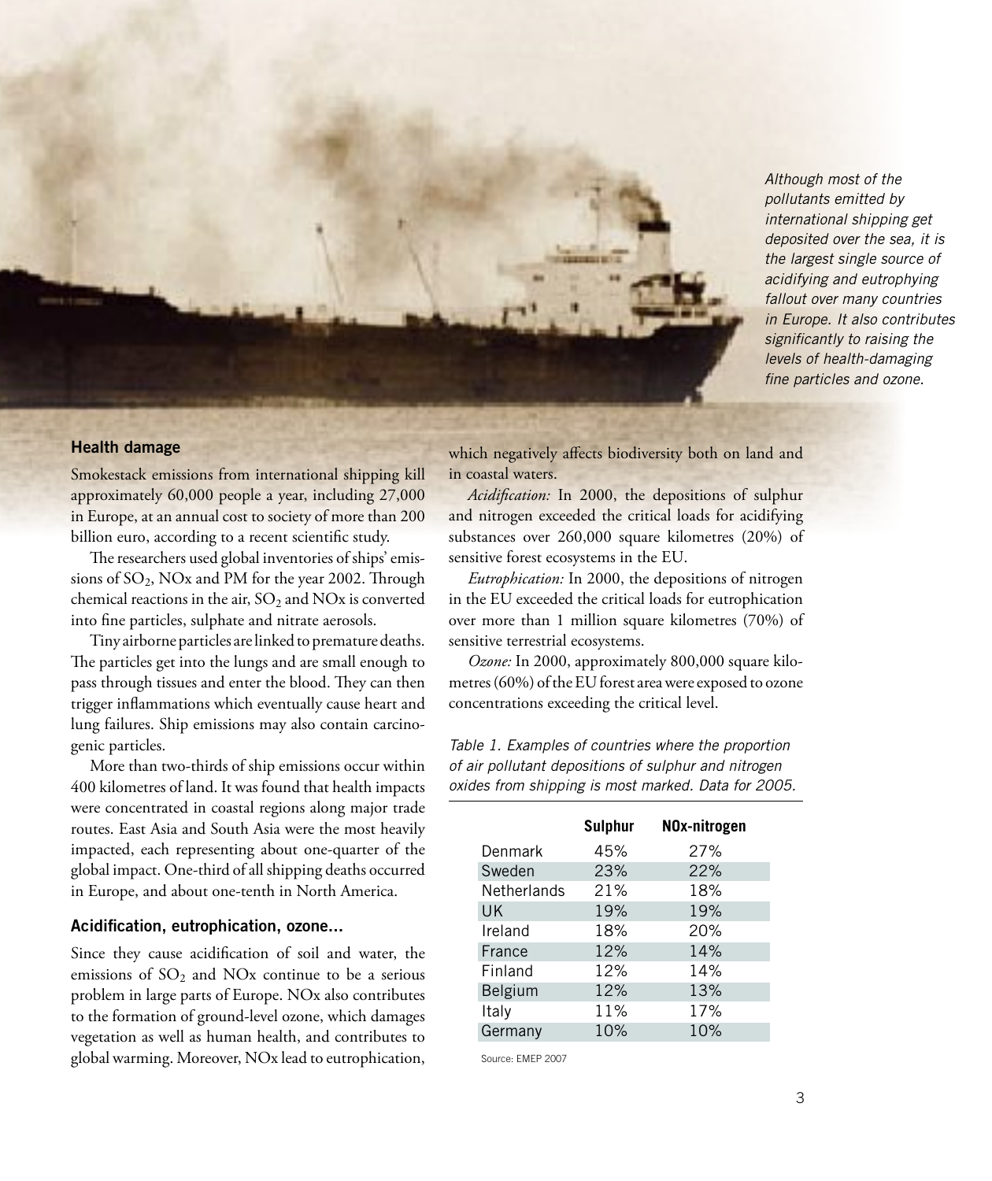*Although most of the pollutants emitted by international shipping get deposited over the sea, it is the largest single source of acidifying and eutrophying fallout over many countries in Europe. It also contributes significantly to raising the levels of health-damaging fine particles and ozone.*

### Health damage

Smokestack emissions from international shipping kill approximately 60,000 people a year, including 27,000 in Europe, at an annual cost to society of more than 200 billion euro, according to a recent scientific study.

The researchers used global inventories of ships' emissions of $SO_2$, NOx and PM for the year 2002. Through chemical reactions in the air, $SO_2$ and NOx is converted into fine particles, sulphate and nitrate aerosols.

Tiny airborne particles are linked to premature deaths. The particles get into the lungs and are small enough to pass through tissues and enter the blood. They can then trigger inflammations which eventually cause heart and lung failures. Ship emissions may also contain carcinogenic particles.

More than two-thirds of ship emissions occur within 400 kilometres of land. It was found that health impacts were concentrated in coastal regions along major trade routes. East Asia and South Asia were the most heavily impacted, each representing about one-quarter of the global impact. One-third of all shipping deaths occurred in Europe, and about one-tenth in North America.

### Acidification, eutrophication, ozone...

Since they cause acidification of soil and water, the emissions of $SO_2$ and NOx continue to be a serious problem in large parts of Europe. NOx also contributes to the formation of ground-level ozone, which damages vegetation as well as human health, and contributes to global warming. Moreover, NOx lead to eutrophication, which negatively affects biodiversity both on land and in coastal waters.

*Acidification:* In 2000, the depositions of sulphur and nitrogen exceeded the critical loads for acidifying substances over 260,000 square kilometres (20%) of sensitive forest ecosystems in the EU.

*Eutrophication:* In 2000, the depositions of nitrogen in the EU exceeded the critical loads for eutrophication over more than 1 million square kilometres (70%) of sensitive terrestrial ecosystems.

*Ozone:* In 2000, approximately 800,000 square kilometres (60%) of the EU forest area were exposed to ozone concentrations exceeding the critical level.

*Table 1. Examples of countries where the proportion of air pollutant depositions of sulphur and nitrogen oxides from shipping is most marked. Data for 2005.*

| | Sulphur | NOx-nitrogen |
|---|---|---|
| Denmark | 45% | 27% |
| Sweden | 23% | 22% |
| Netherlands | 21% | 18% |
| UK | 19% | 19% |
| Ireland | 18% | 20% |
| France | 12% | 14% |
| Finland | 12% | 14% |
| Belgium | 12% | 13% |
| Italy | 11% | 17% |
| Germany | 10% | 10% |

Source: EMEP 2007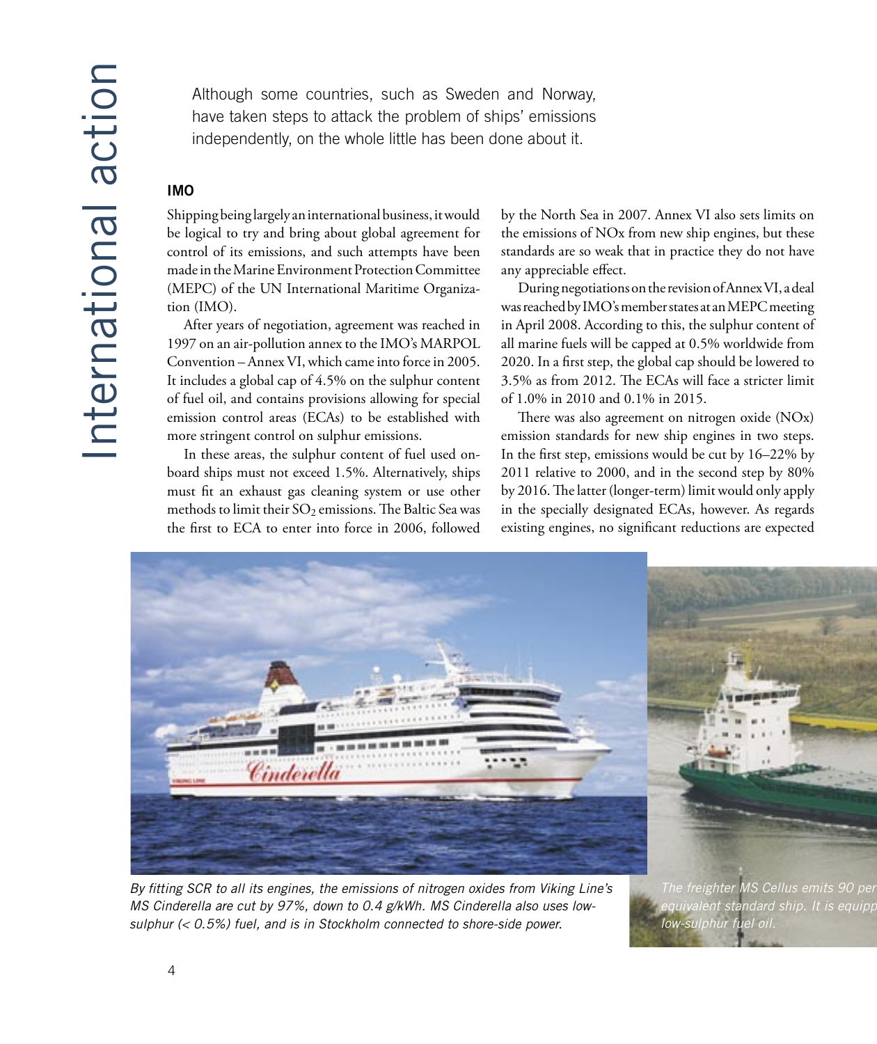# International action

Although some countries, such as Sweden and Norway, have taken steps to attack the problem of ships' emissions independently, on the whole little has been done about it.

## IMO

Shipping being largely an international business, it would be logical to try and bring about global agreement for control of its emissions, and such attempts have been made in the Marine Environment Protection Committee (MEPC) of the UN International Maritime Organization (IMO).

After years of negotiation, agreement was reached in 1997 on an air-pollution annex to the IMO's MARPOL Convention – Annex VI, which came into force in 2005. It includes a global cap of 4.5% on the sulphur content of fuel oil, and contains provisions allowing for special emission control areas (ECAs) to be established with more stringent control on sulphur emissions.

In these areas, the sulphur content of fuel used onboard ships must not exceed 1.5%. Alternatively, ships must fit an exhaust gas cleaning system or use other methods to limit their $SO_2$ emissions. The Baltic Sea was the first to ECA to enter into force in 2006, followed by the North Sea in 2007. Annex VI also sets limits on the emissions of NOx from new ship engines, but these standards are so weak that in practice they do not have any appreciable effect.

During negotiations on the revision of Annex VI, a deal was reached by IMO's member states at an MEPC meeting in April 2008. According to this, the sulphur content of all marine fuels will be capped at 0.5% worldwide from 2020. In a first step, the global cap should be lowered to 3.5% as from 2012. The ECAs will face a stricter limit of 1.0% in 2010 and 0.1% in 2015.

There was also agreement on nitrogen oxide (NOx) emission standards for new ship engines in two steps. In the first step, emissions would be cut by 16–22% by 2011 relative to 2000, and in the second step by 80% by 2016. The latter (longer-term) limit would only apply in the specially designated ECAs, however. As regards existing engines, no significant reductions are expected

*By fitting SCR to all its engines, the emissions of nitrogen oxides from Viking Line's MS Cinderella are cut by 97%, down to 0.4 g/kWh. MS Cinderella also uses low-sulphur (< 0.5%) fuel, and is in Stockholm connected to shore-side power.*

*The freighter MS Cellus emits 90 per ... equivalent standard ship. It is equipp... low-sulphur fuel oil.*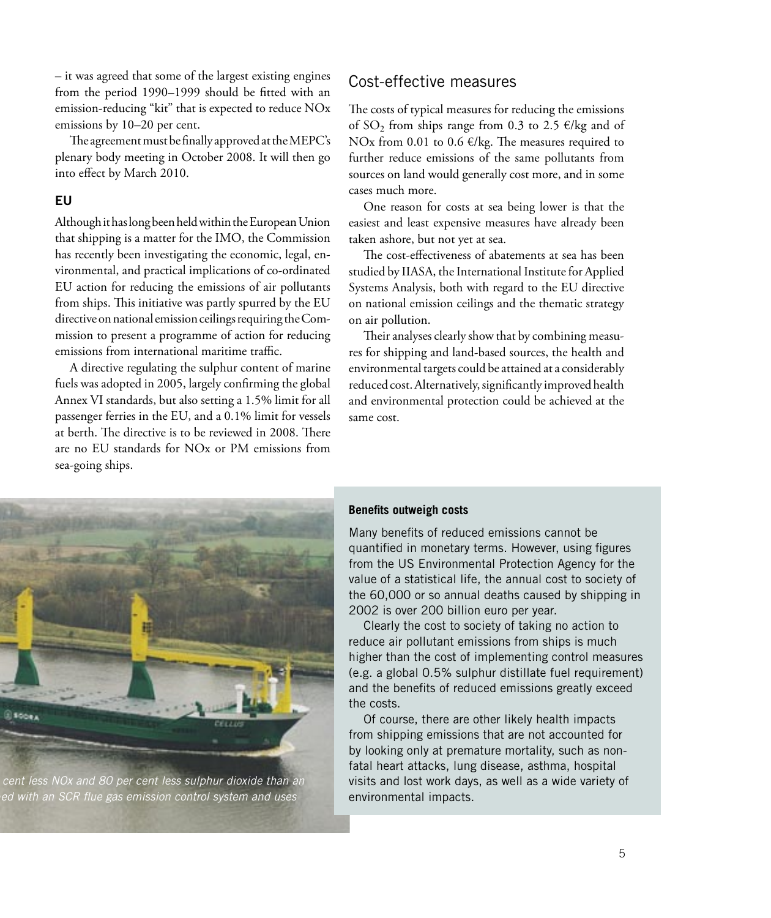– it was agreed that some of the largest existing engines from the period 1990–1999 should be fitted with an emission-reducing "kit" that is expected to reduce NOx emissions by 10–20 per cent.

The agreement must be finally approved at the MEPC's plenary body meeting in October 2008. It will then go into effect by March 2010.

### EU

Although it has long been held within the European Union that shipping is a matter for the IMO, the Commission has recently been investigating the economic, legal, environmental, and practical implications of co-ordinated EU action for reducing the emissions of air pollutants from ships. This initiative was partly spurred by the EU directive on national emission ceilings requiring the Commission to present a programme of action for reducing emissions from international maritime traffic.

A directive regulating the sulphur content of marine fuels was adopted in 2005, largely confirming the global Annex VI standards, but also setting a 1.5% limit for all passenger ferries in the EU, and a 0.1% limit for vessels at berth. The directive is to be reviewed in 2008. There are no EU standards for NOx or PM emissions from sea-going ships.

## Cost-effective measures

The costs of typical measures for reducing the emissions of $SO_2$ from ships range from 0.3 to 2.5 €/kg and of NOx from 0.01 to 0.6 €/kg. The measures required to further reduce emissions of the same pollutants from sources on land would generally cost more, and in some cases much more.

One reason for costs at sea being lower is that the easiest and least expensive measures have already been taken ashore, but not yet at sea.

The cost-effectiveness of abatements at sea has been studied by IIASA, the International Institute for Applied Systems Analysis, both with regard to the EU directive on national emission ceilings and the thematic strategy on air pollution.

Their analyses clearly show that by combining measures for shipping and land-based sources, the health and environmental targets could be attained at a considerably reduced cost. Alternatively, significantly improved health and environmental protection could be achieved at the same cost.

*cent less NOx and 80 per cent less sulphur dioxide than an ed with an SCR flue gas emission control system and uses*

**Benefits outweigh costs**

Many benefits of reduced emissions cannot be quantified in monetary terms. However, using figures from the US Environmental Protection Agency for the value of a statistical life, the annual cost to society of the 60,000 or so annual deaths caused by shipping in 2002 is over 200 billion euro per year.

Clearly the cost to society of taking no action to reduce air pollutant emissions from ships is much higher than the cost of implementing control measures (e.g. a global 0.5% sulphur distillate fuel requirement) and the benefits of reduced emissions greatly exceed the costs.

Of course, there are other likely health impacts from shipping emissions that are not accounted for by looking only at premature mortality, such as non-fatal heart attacks, lung disease, asthma, hospital visits and lost work days, as well as a wide variety of environmental impacts.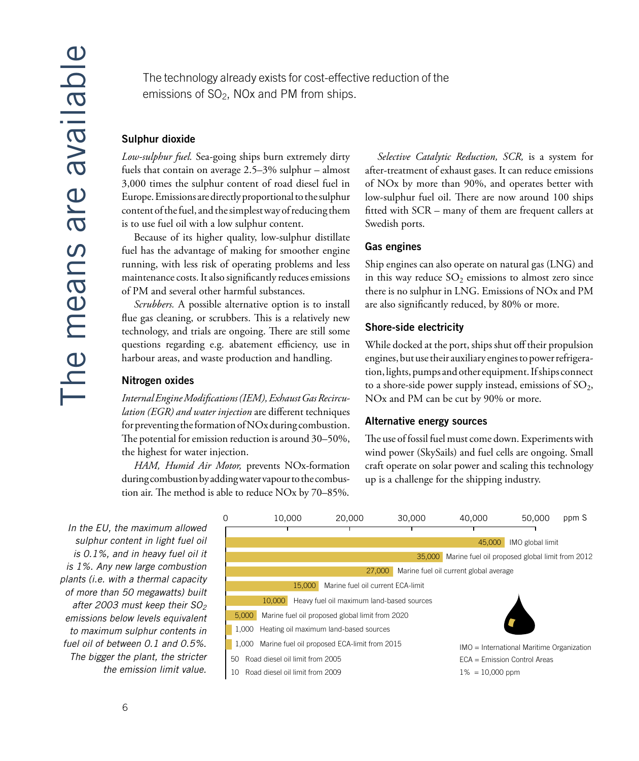# The means are available

The technology already exists for cost-effective reduction of the emissions of $SO_2$, NOx and PM from ships.

## Sulphur dioxide

*Low-sulphur fuel.* Sea-going ships burn extremely dirty fuels that contain on average 2.5–3% sulphur – almost 3,000 times the sulphur content of road diesel fuel in Europe. Emissions are directly proportional to the sulphur content of the fuel, and the simplest way of reducing them is to use fuel oil with a low sulphur content.

Because of its higher quality, low-sulphur distillate fuel has the advantage of making for smoother engine running, with less risk of operating problems and less maintenance costs. It also significantly reduces emissions of PM and several other harmful substances.

*Scrubbers.* A possible alternative option is to install flue gas cleaning, or scrubbers. This is a relatively new technology, and trials are ongoing. There are still some questions regarding e.g. abatement efficiency, use in harbour areas, and waste production and handling.

## Nitrogen oxides

*Internal Engine Modifications (IEM), Exhaust Gas Recirculation (EGR) and water injection* are different techniques for preventing the formation of NOx during combustion. The potential for emission reduction is around 30–50%, the highest for water injection.

*HAM, Humid Air Motor,* prevents NOx-formation during combustion by adding water vapour to the combustion air. The method is able to reduce NOx by 70–85%.

*Selective Catalytic Reduction, SCR,* is a system for after-treatment of exhaust gases. It can reduce emissions of NOx by more than 90%, and operates better with low-sulphur fuel oil. There are now around 100 ships fitted with SCR – many of them are frequent callers at Swedish ports.

## Gas engines

Ship engines can also operate on natural gas (LNG) and in this way reduce $SO_2$ emissions to almost zero since there is no sulphur in LNG. Emissions of NOx and PM are also significantly reduced, by 80% or more.

## Shore-side electricity

While docked at the port, ships shut off their propulsion engines, but use their auxiliary engines to power refrigeration, lights, pumps and other equipment. If ships connect to a shore-side power supply instead, emissions of $SO_2$, NOx and PM can be cut by 90% or more.

## Alternative energy sources

The use of fossil fuel must come down. Experiments with wind power (SkySails) and fuel cells are ongoing. Small craft operate on solar power and scaling this technology up is a challenge for the shipping industry.

*In the EU, the maximum allowed sulphur content in light fuel oil is 0.1%, and in heavy fuel oil it is 1%. Any new large combustion plants (i.e. with a thermal capacity of more than 50 megawatts) built after 2003 must keep their $SO_2$ emissions below levels equivalent to maximum sulphur contents in fuel oil of between 0.1 and 0.5%. The bigger the plant, the stricter the emission limit value.*

| ppm S | Description |
|---|---|
| 45,000 | IMO global limit |
| 35,000 | Marine fuel oil proposed global limit from 2012 |
| 27,000 | Marine fuel oil current global average |
| 15,000 | Marine fuel oil current ECA-limit |
| 10,000 | Heavy fuel oil maximum land-based sources |
| 5,000 | Marine fuel oil proposed global limit from 2020 |
| 1,000 | Heating oil maximum land-based sources |
| 1,000 | Marine fuel oil proposed ECA-limit from 2015 |
| 50 | Road diesel oil limit from 2005 |
| 10 | Road diesel oil limit from 2009 |

IMO = International Maritime Organization
ECA = Emission Control Areas
1% = 10,000 ppm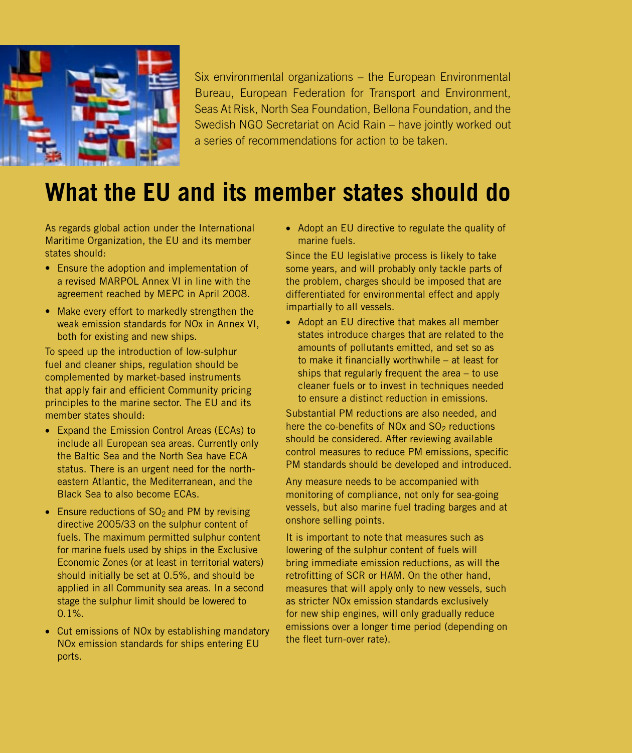Six environmental organizations – the European Environmental Bureau, European Federation for Transport and Environment, Seas At Risk, North Sea Foundation, Bellona Foundation, and the Swedish NGO Secretariat on Acid Rain – have jointly worked out a series of recommendations for action to be taken.

# What the EU and its member states should do

As regards global action under the International Maritime Organization, the EU and its member states should:

- Ensure the adoption and implementation of a revised MARPOL Annex VI in line with the agreement reached by MEPC in April 2008.
- Make every effort to markedly strengthen the weak emission standards for NOx in Annex VI, both for existing and new ships.

To speed up the introduction of low-sulphur fuel and cleaner ships, regulation should be complemented by market-based instruments that apply fair and efficient Community pricing principles to the marine sector. The EU and its member states should:

- Expand the Emission Control Areas (ECAs) to include all European sea areas. Currently only the Baltic Sea and the North Sea have ECA status. There is an urgent need for the north-eastern Atlantic, the Mediterranean, and the Black Sea to also become ECAs.
- Ensure reductions of $SO_2$ and PM by revising directive 2005/33 on the sulphur content of fuels. The maximum permitted sulphur content for marine fuels used by ships in the Exclusive Economic Zones (or at least in territorial waters) should initially be set at 0.5%, and should be applied in all Community sea areas. In a second stage the sulphur limit should be lowered to 0.1%.
- Cut emissions of NOx by establishing mandatory NOx emission standards for ships entering EU ports.
- Adopt an EU directive to regulate the quality of marine fuels.

Since the EU legislative process is likely to take some years, and will probably only tackle parts of the problem, charges should be imposed that are differentiated for environmental effect and apply impartially to all vessels.

- Adopt an EU directive that makes all member states introduce charges that are related to the amounts of pollutants emitted, and set so as to make it financially worthwhile – at least for ships that regularly frequent the area – to use cleaner fuels or to invest in techniques needed to ensure a distinct reduction in emissions.

Substantial PM reductions are also needed, and here the co-benefits of NOx and $SO_2$ reductions should be considered. After reviewing available control measures to reduce PM emissions, specific PM standards should be developed and introduced.

Any measure needs to be accompanied with monitoring of compliance, not only for sea-going vessels, but also marine fuel trading barges and at onshore selling points.

It is important to note that measures such as lowering of the sulphur content of fuels will bring immediate emission reductions, as will the retrofitting of SCR or HAM. On the other hand, measures that will apply only to new vessels, such as stricter NOx emission standards exclusively for new ship engines, will only gradually reduce emissions over a longer time period (depending on the fleet turn-over rate).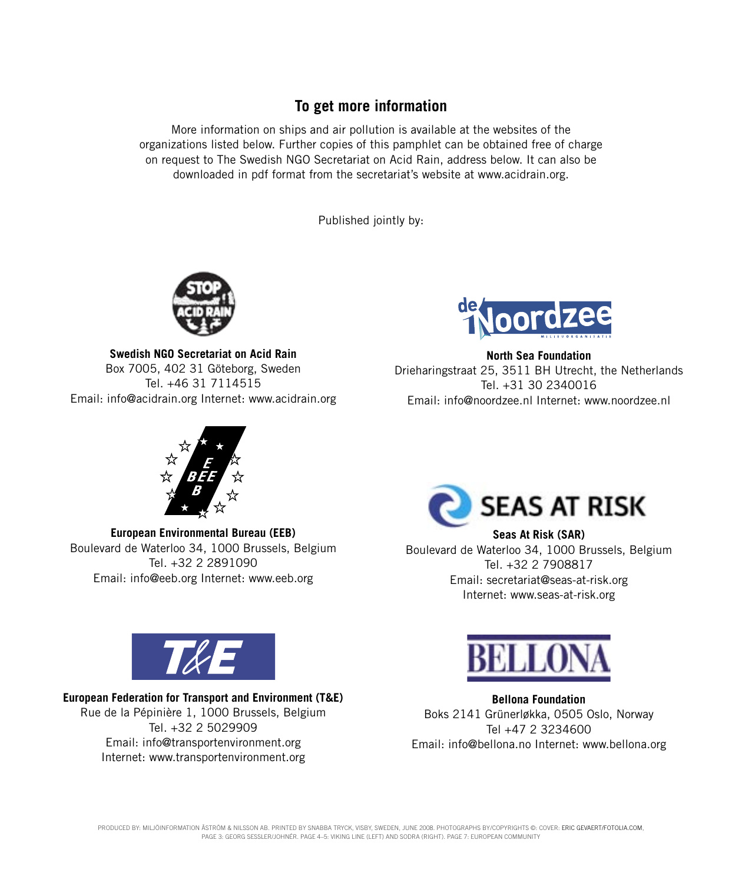## To get more information

More information on ships and air pollution is available at the websites of the organizations listed below. Further copies of this pamphlet can be obtained free of charge on request to The Swedish NGO Secretariat on Acid Rain, address below. It can also be downloaded in pdf format from the secretariat's website at www.acidrain.org.

Published jointly by:

**Swedish NGO Secretariat on Acid Rain**
Box 7005, 402 31 Göteborg, Sweden
Tel. +46 31 7114515
Email: info@acidrain.org Internet: www.acidrain.org

**North Sea Foundation**
Drieharingstraat 25, 3511 BH Utrecht, the Netherlands
Tel. +31 30 2340016
Email: info@noordzee.nl Internet: www.noordzee.nl

**European Environmental Bureau (EEB)**
Boulevard de Waterloo 34, 1000 Brussels, Belgium
Tel. +32 2 2891090
Email: info@eeb.org Internet: www.eeb.org

**Seas At Risk (SAR)**
Boulevard de Waterloo 34, 1000 Brussels, Belgium
Tel. +32 2 7908817
Email: secretariat@seas-at-risk.org
Internet: www.seas-at-risk.org

**European Federation for Transport and Environment (T&E)**
Rue de la Pépinière 1, 1000 Brussels, Belgium
Tel. +32 2 5029909
Email: info@transportenvironment.org
Internet: www.transportenvironment.org

**Bellona Foundation**
Boks 2141 Grünerløkka, 0505 Oslo, Norway
Tel +47 2 3234600
Email: info@bellona.no Internet: www.bellona.org

PRODUCED BY: MILJÖINFORMATION ÅSTRÖM & NILSSON AB. PRINTED BY SNABBA TRYCK, VISBY, SWEDEN, JUNE 2008. PHOTOGRAPHS BY/COPYRIGHTS ©: COVER: ERIC GEVAERT/FOTOLIA.COM, PAGE 3: GEORG SESSLER/JOHNÉR. PAGE 4–5: VIKING LINE (LEFT) AND SODRA (RIGHT). PAGE 7: EUROPEAN COMMUNITY